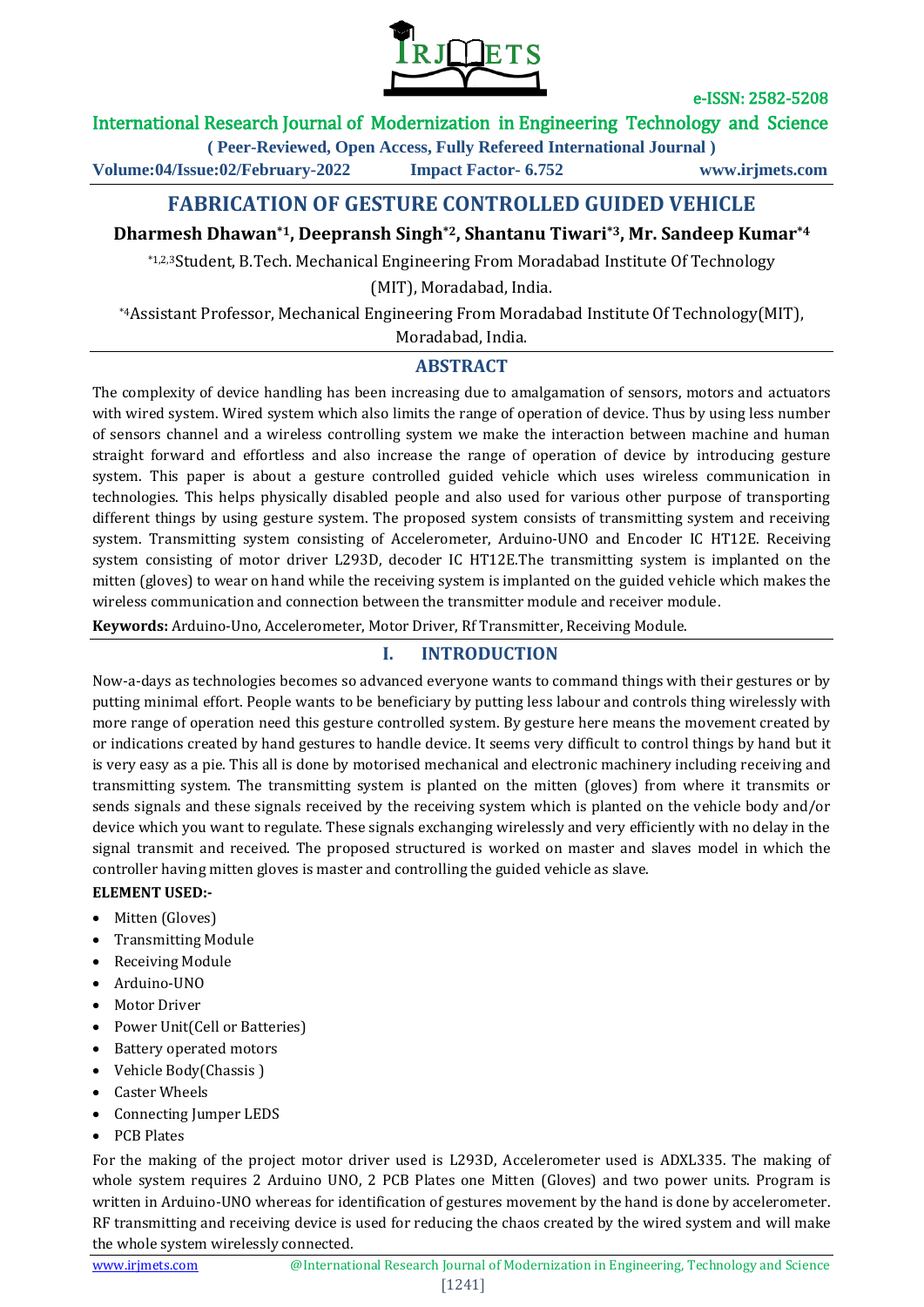# FABRICATION OF GESTURE CONTROLLED GUIDED VEHICLE

**Dharmesh Dhawan[*1], Deepransh Singh[*2], Shantanu Tiwari[*3], Mr. Sandeep Kumar[*4]**

[*1,2,3]Student, B.Tech. Mechanical Engineering From Moradabad Institute Of Technology (MIT), Moradabad, India.

[*4]Assistant Professor, Mechanical Engineering From Moradabad Institute Of Technology(MIT), Moradabad, India.

## ABSTRACT

The complexity of device handling has been increasing due to amalgamation of sensors, motors and actuators with wired system. Wired system which also limits the range of operation of device. Thus by using less number of sensors channel and a wireless controlling system we make the interaction between machine and human straight forward and effortless and also increase the range of operation of device by introducing gesture system. This paper is about a gesture controlled guided vehicle which uses wireless communication in technologies. This helps physically disabled people and also used for various other purpose of transporting different things by using gesture system. The proposed system consists of transmitting system and receiving system. Transmitting system consisting of Accelerometer, Arduino-UNO and Encoder IC HT12E. Receiving system consisting of motor driver L293D, decoder IC HT12E.The transmitting system is implanted on the mitten (gloves) to wear on hand while the receiving system is implanted on the guided vehicle which makes the wireless communication and connection between the transmitter module and receiver module.

**Keywords:** Arduino-Uno, Accelerometer, Motor Driver, Rf Transmitter, Receiving Module.

## I. INTRODUCTION

Now-a-days as technologies becomes so advanced everyone wants to command things with their gestures or by putting minimal effort. People wants to be beneficiary by putting less labour and controls thing wirelessly with more range of operation need this gesture controlled system. By gesture here means the movement created by or indications created by hand gestures to handle device. It seems very difficult to control things by hand but it is very easy as a pie. This all is done by motorised mechanical and electronic machinery including receiving and transmitting system. The transmitting system is planted on the mitten (gloves) from where it transmits or sends signals and these signals received by the receiving system which is planted on the vehicle body and/or device which you want to regulate. These signals exchanging wirelessly and very efficiently with no delay in the signal transmit and received. The proposed structured is worked on master and slaves model in which the controller having mitten gloves is master and controlling the guided vehicle as slave.

**ELEMENT USED:-**

- Mitten (Gloves)
- Transmitting Module
- Receiving Module
- Arduino-UNO
- Motor Driver
- Power Unit(Cell or Batteries)
- Battery operated motors
- Vehicle Body(Chassis )
- Caster Wheels
- Connecting Jumper LEDS
- PCB Plates

For the making of the project motor driver used is L293D, Accelerometer used is ADXL335. The making of whole system requires 2 Arduino UNO, 2 PCB Plates one Mitten (Gloves) and two power units. Program is written in Arduino-UNO whereas for identification of gestures movement by the hand is done by accelerometer. RF transmitting and receiving device is used for reducing the chaos created by the wired system and will make the whole system wirelessly connected.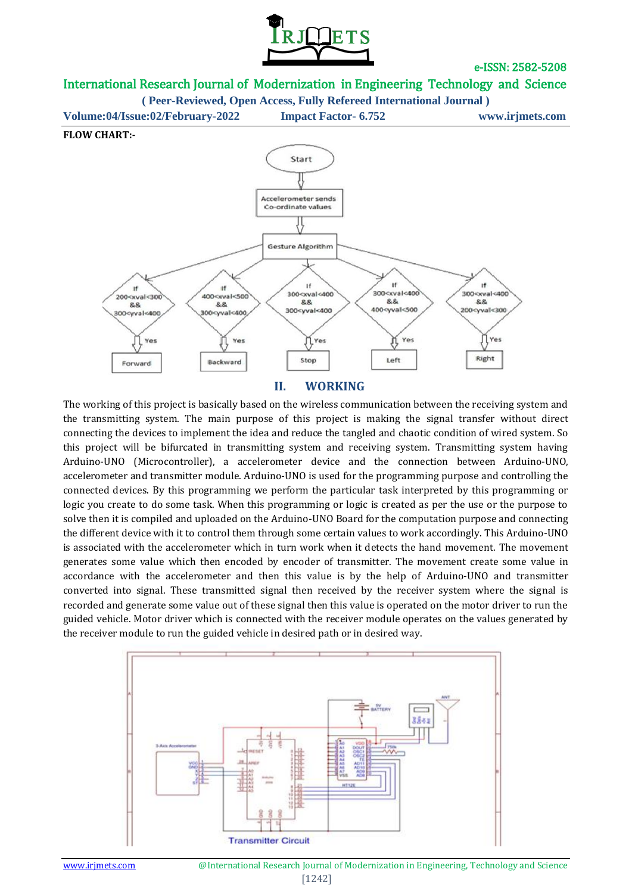**FLOW CHART:-**

## II. WORKING

The working of this project is basically based on the wireless communication between the receiving system and the transmitting system. The main purpose of this project is making the signal transfer without direct connecting the devices to implement the idea and reduce the tangled and chaotic condition of wired system. So this project will be bifurcated in transmitting system and receiving system. Transmitting system having Arduino-UNO (Microcontroller), a accelerometer device and the connection between Arduino-UNO, accelerometer and transmitter module. Arduino-UNO is used for the programming purpose and controlling the connected devices. By this programming we perform the particular task interpreted by this programming or logic you create to do some task. When this programming or logic is created as per the use or the purpose to solve then it is compiled and uploaded on the Arduino-UNO Board for the computation purpose and connecting the different device with it to control them through some certain values to work accordingly. This Arduino-UNO is associated with the accelerometer which in turn work when it detects the hand movement. The movement generates some value which then encoded by encoder of transmitter. The movement create some value in accordance with the accelerometer and then this value is by the help of Arduino-UNO and transmitter converted into signal. These transmitted signal then received by the receiver system where the signal is recorded and generate some value out of these signal then this value is operated on the motor driver to run the guided vehicle. Motor driver which is connected with the receiver module operates on the values generated by the receiver module to run the guided vehicle in desired path or in desired way.

Transmitter Circuit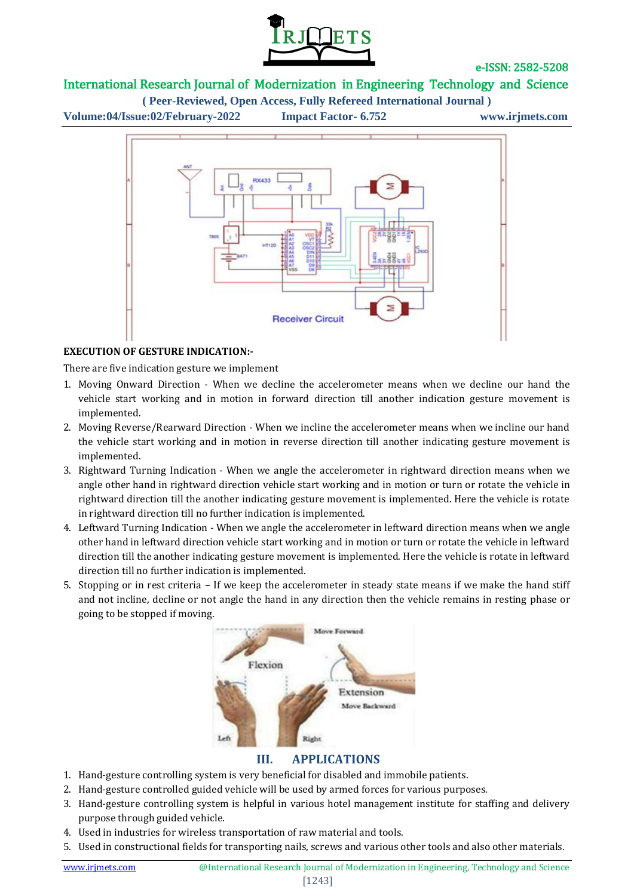**EXECUTION OF GESTURE INDICATION:-**

There are five indication gesture we implement

1. Moving Onward Direction - When we decline the accelerometer means when we decline our hand the vehicle start working and in motion in forward direction till another indication gesture movement is implemented.
2. Moving Reverse/Rearward Direction - When we incline the accelerometer means when we incline our hand the vehicle start working and in motion in reverse direction till another indicating gesture movement is implemented.
3. Rightward Turning Indication - When we angle the accelerometer in rightward direction means when we angle other hand in rightward direction vehicle start working and in motion or turn or rotate the vehicle in rightward direction till the another indicating gesture movement is implemented. Here the vehicle is rotate in rightward direction till no further indication is implemented.
4. Leftward Turning Indication - When we angle the accelerometer in leftward direction means when we angle other hand in leftward direction vehicle start working and in motion or turn or rotate the vehicle in leftward direction till the another indicating gesture movement is implemented. Here the vehicle is rotate in leftward direction till no further indication is implemented.
5. Stopping or in rest criteria – If we keep the accelerometer in steady state means if we make the hand stiff and not incline, decline or not angle the hand in any direction then the vehicle remains in resting phase or going to be stopped if moving.

## III. APPLICATIONS

1. Hand-gesture controlling system is very beneficial for disabled and immobile patients.
2. Hand-gesture controlled guided vehicle will be used by armed forces for various purposes.
3. Hand-gesture controlling system is helpful in various hotel management institute for staffing and delivery purpose through guided vehicle.
4. Used in industries for wireless transportation of raw material and tools.
5. Used in constructional fields for transporting nails, screws and various other tools and also other materials.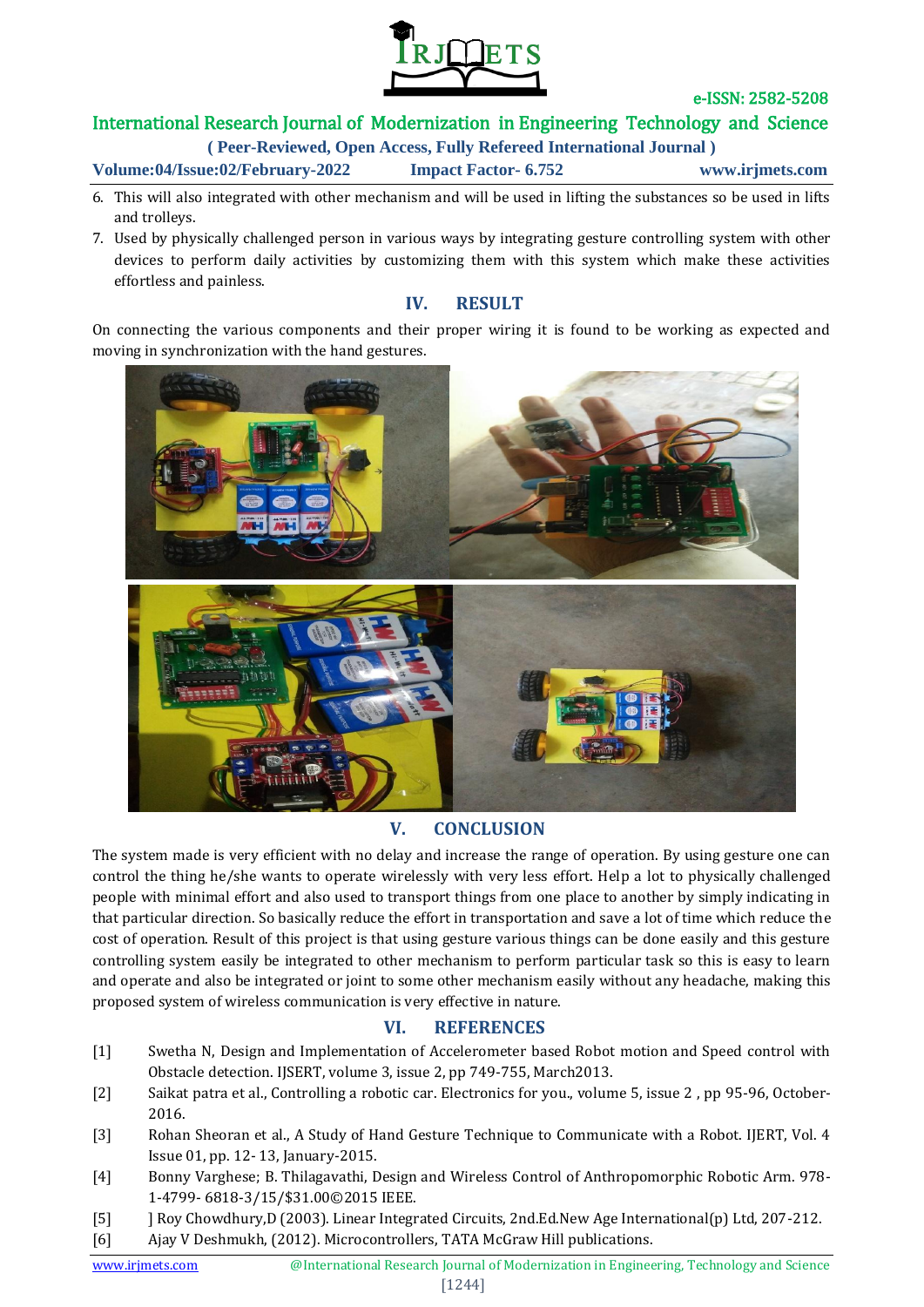6. This will also integrated with other mechanism and will be used in lifting the substances so be used in lifts and trolleys.
7. Used by physically challenged person in various ways by integrating gesture controlling system with other devices to perform daily activities by customizing them with this system which make these activities effortless and painless.

## IV. RESULT

On connecting the various components and their proper wiring it is found to be working as expected and moving in synchronization with the hand gestures.

## V. CONCLUSION

The system made is very efficient with no delay and increase the range of operation. By using gesture one can control the thing he/she wants to operate wirelessly with very less effort. Help a lot to physically challenged people with minimal effort and also used to transport things from one place to another by simply indicating in that particular direction. So basically reduce the effort in transportation and save a lot of time which reduce the cost of operation. Result of this project is that using gesture various things can be done easily and this gesture controlling system easily be integrated to other mechanism to perform particular task so this is easy to learn and operate and also be integrated or joint to some other mechanism easily without any headache, making this proposed system of wireless communication is very effective in nature.

## VI. REFERENCES

[1] Swetha N, Design and Implementation of Accelerometer based Robot motion and Speed control with Obstacle detection. IJSERT, volume 3, issue 2, pp 749-755, March2013.

[2] Saikat patra et al., Controlling a robotic car. Electronics for you., volume 5, issue 2 , pp 95-96, October-2016.

[3] Rohan Sheoran et al., A Study of Hand Gesture Technique to Communicate with a Robot. IJERT, Vol. 4 Issue 01, pp. 12- 13, January-2015.

[4] Bonny Varghese; B. Thilagavathi, Design and Wireless Control of Anthropomorphic Robotic Arm. 978-1-4799- 6818-3/15/$31.00©2015 IEEE.

[5] ] Roy Chowdhury,D (2003). Linear Integrated Circuits, 2nd.Ed.New Age International(p) Ltd, 207-212.

[6] Ajay V Deshmukh, (2012). Microcontrollers, TATA McGraw Hill publications.